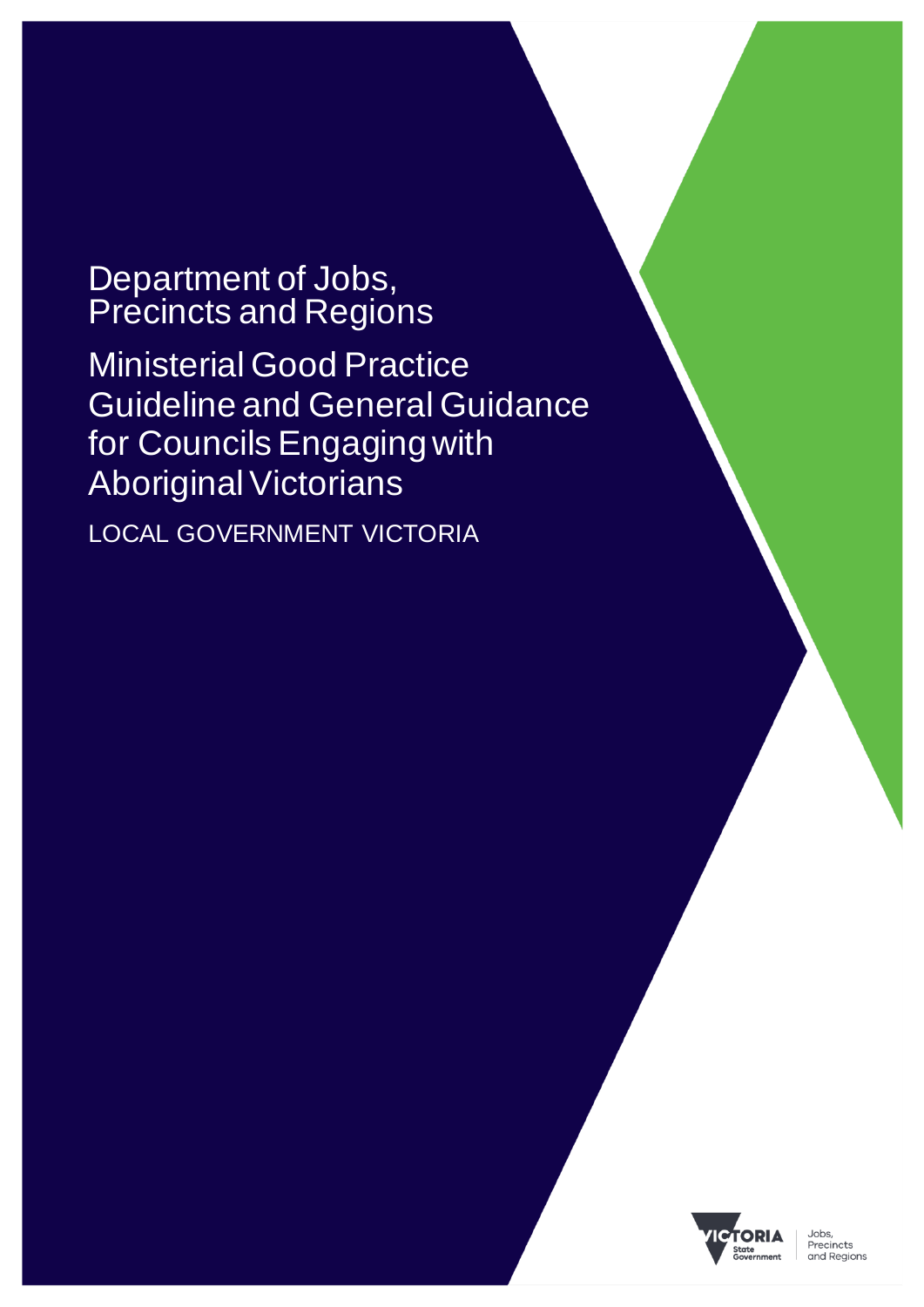Department of Jobs, Precincts and Regions

# Ministerial Good Practice Guideline and General Guidance for Councils Engaging with Aboriginal Victorians

LOCAL GOVERNMENT VICTORIA

VICTORIA State Government | Jobs, Precincts and Regions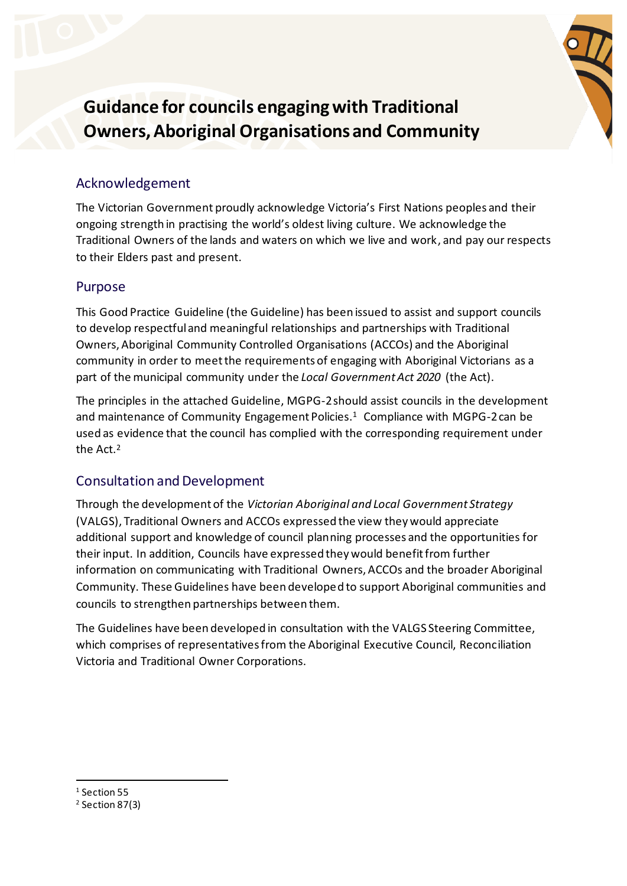# Guidance for councils engaging with Traditional Owners, Aboriginal Organisations and Community

## Acknowledgement

The Victorian Government proudly acknowledge Victoria's First Nations peoples and their ongoing strength in practising the world's oldest living culture. We acknowledge the Traditional Owners of the lands and waters on which we live and work, and pay our respects to their Elders past and present.

## Purpose

This Good Practice Guideline (the Guideline) has been issued to assist and support councils to develop respectful and meaningful relationships and partnerships with Traditional Owners, Aboriginal Community Controlled Organisations (ACCOs) and the Aboriginal community in order to meet the requirements of engaging with Aboriginal Victorians as a part of the municipal community under the *Local Government Act 2020* (the Act).

The principles in the attached Guideline, MGPG-2 should assist councils in the development and maintenance of Community Engagement Policies.[1] Compliance with MGPG-2 can be used as evidence that the council has complied with the corresponding requirement under the Act.[2]

## Consultation and Development

Through the development of the *Victorian Aboriginal and Local Government Strategy* (VALGS), Traditional Owners and ACCOs expressed the view they would appreciate additional support and knowledge of council planning processes and the opportunities for their input. In addition, Councils have expressed they would benefit from further information on communicating with Traditional Owners, ACCOs and the broader Aboriginal Community. These Guidelines have been developed to support Aboriginal communities and councils to strengthen partnerships between them.

The Guidelines have been developed in consultation with the VALGS Steering Committee, which comprises of representatives from the Aboriginal Executive Council, Reconciliation Victoria and Traditional Owner Corporations.

---

[1] Section 55

[2] Section 87(3)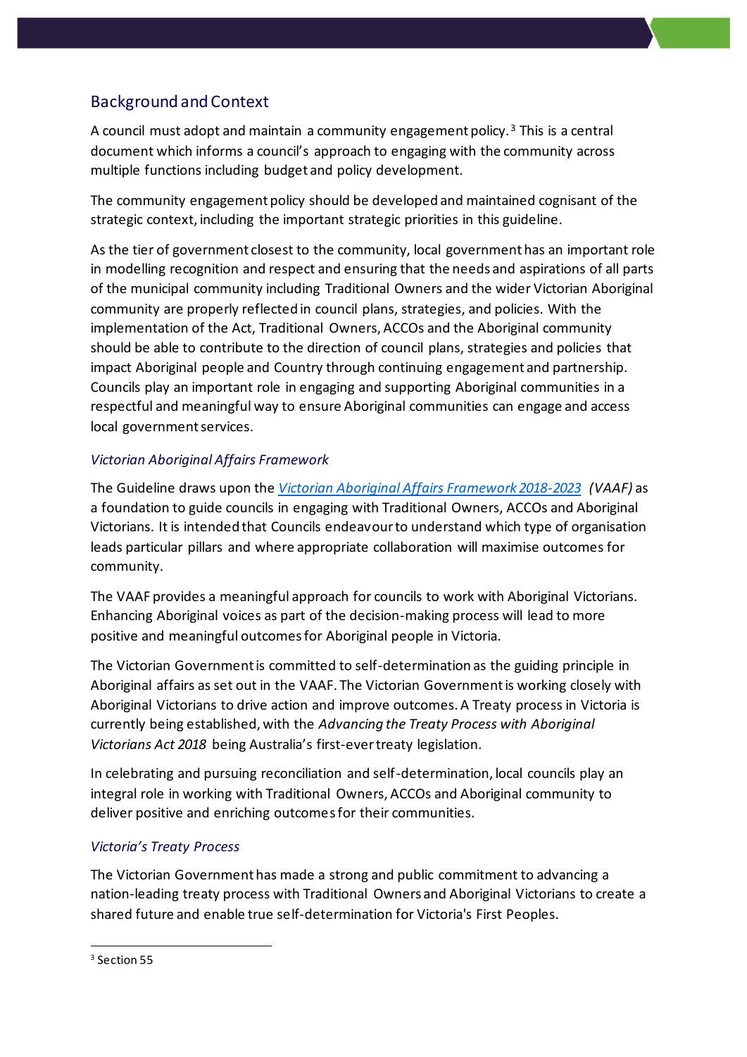## Background and Context

A council must adopt and maintain a community engagement policy.[3] This is a central document which informs a council's approach to engaging with the community across multiple functions including budget and policy development.

The community engagement policy should be developed and maintained cognisant of the strategic context, including the important strategic priorities in this guideline.

As the tier of government closest to the community, local government has an important role in modelling recognition and respect and ensuring that the needs and aspirations of all parts of the municipal community including Traditional Owners and the wider Victorian Aboriginal community are properly reflected in council plans, strategies, and policies. With the implementation of the Act, Traditional Owners, ACCOs and the Aboriginal community should be able to contribute to the direction of council plans, strategies and policies that impact Aboriginal people and Country through continuing engagement and partnership. Councils play an important role in engaging and supporting Aboriginal communities in a respectful and meaningful way to ensure Aboriginal communities can engage and access local government services.

### *Victorian Aboriginal Affairs Framework*

The Guideline draws upon the *Victorian Aboriginal Affairs Framework 2018-2023* *(VAAF)* as a foundation to guide councils in engaging with Traditional Owners, ACCOs and Aboriginal Victorians. It is intended that Councils endeavour to understand which type of organisation leads particular pillars and where appropriate collaboration will maximise outcomes for community.

The VAAF provides a meaningful approach for councils to work with Aboriginal Victorians. Enhancing Aboriginal voices as part of the decision-making process will lead to more positive and meaningful outcomes for Aboriginal people in Victoria.

The Victorian Government is committed to self-determination as the guiding principle in Aboriginal affairs as set out in the VAAF. The Victorian Government is working closely with Aboriginal Victorians to drive action and improve outcomes. A Treaty process in Victoria is currently being established, with the *Advancing the Treaty Process with Aboriginal Victorians Act 2018* being Australia's first-ever treaty legislation.

In celebrating and pursuing reconciliation and self-determination, local councils play an integral role in working with Traditional Owners, ACCOs and Aboriginal community to deliver positive and enriching outcomes for their communities.

### *Victoria's Treaty Process*

The Victorian Government has made a strong and public commitment to advancing a nation-leading treaty process with Traditional Owners and Aboriginal Victorians to create a shared future and enable true self-determination for Victoria's First Peoples.

---

[3] Section 55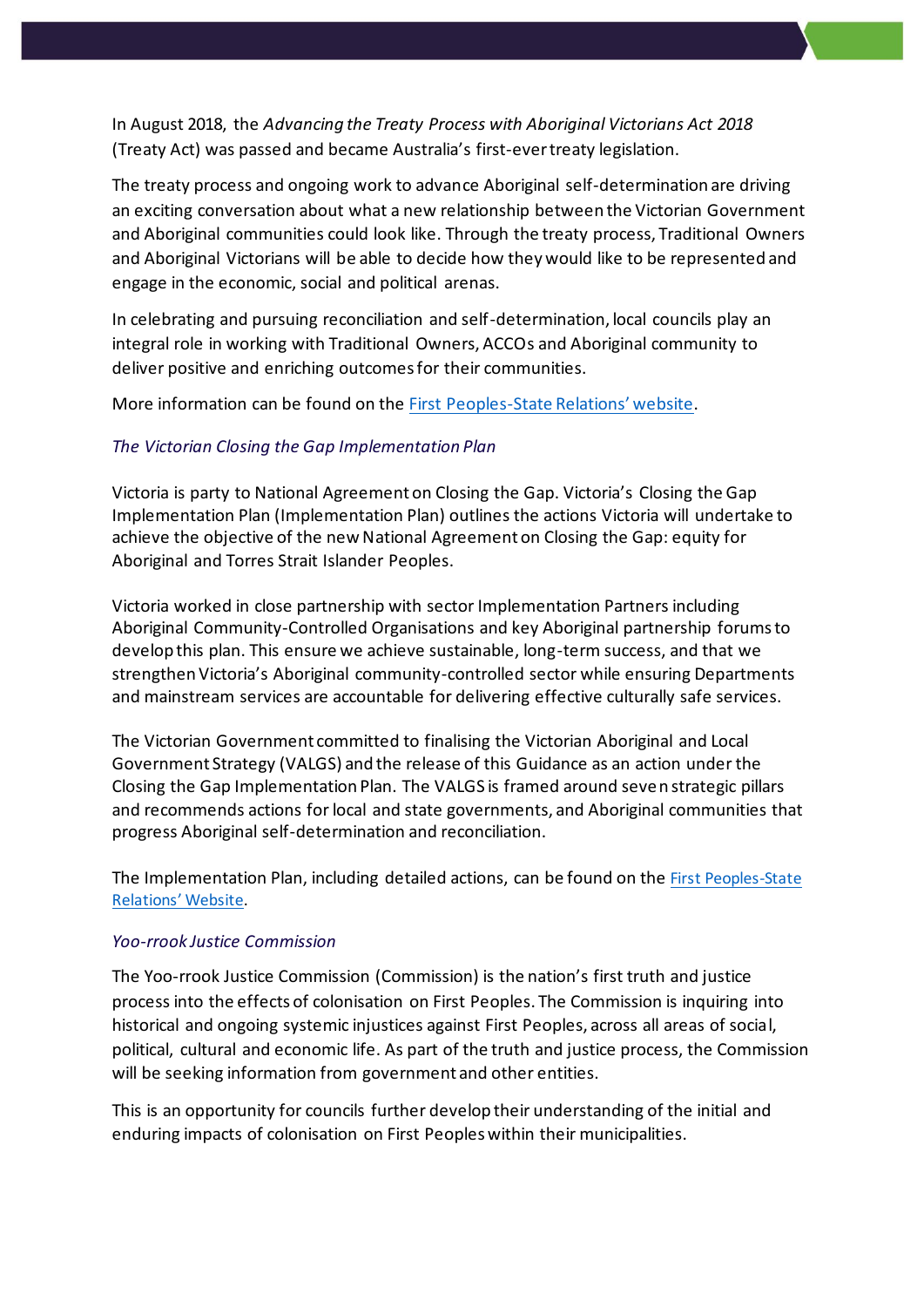In August 2018, the *Advancing the Treaty Process with Aboriginal Victorians Act 2018* (Treaty Act) was passed and became Australia's first-ever treaty legislation.

The treaty process and ongoing work to advance Aboriginal self-determination are driving an exciting conversation about what a new relationship between the Victorian Government and Aboriginal communities could look like. Through the treaty process, Traditional Owners and Aboriginal Victorians will be able to decide how they would like to be represented and engage in the economic, social and political arenas.

In celebrating and pursuing reconciliation and self-determination, local councils play an integral role in working with Traditional Owners, ACCOs and Aboriginal community to deliver positive and enriching outcomes for their communities.

More information can be found on the First Peoples-State Relations' website.

### *The Victorian Closing the Gap Implementation Plan*

Victoria is party to National Agreement on Closing the Gap. Victoria's Closing the Gap Implementation Plan (Implementation Plan) outlines the actions Victoria will undertake to achieve the objective of the new National Agreement on Closing the Gap: equity for Aboriginal and Torres Strait Islander Peoples.

Victoria worked in close partnership with sector Implementation Partners including Aboriginal Community-Controlled Organisations and key Aboriginal partnership forums to develop this plan. This ensure we achieve sustainable, long-term success, and that we strengthen Victoria's Aboriginal community-controlled sector while ensuring Departments and mainstream services are accountable for delivering effective culturally safe services.

The Victorian Government committed to finalising the Victorian Aboriginal and Local Government Strategy (VALGS) and the release of this Guidance as an action under the Closing the Gap Implementation Plan. The VALGS is framed around seven strategic pillars and recommends actions for local and state governments, and Aboriginal communities that progress Aboriginal self-determination and reconciliation.

The Implementation Plan, including detailed actions, can be found on the First Peoples-State Relations' Website.

### *Yoo-rrook Justice Commission*

The Yoo-rrook Justice Commission (Commission) is the nation's first truth and justice process into the effects of colonisation on First Peoples. The Commission is inquiring into historical and ongoing systemic injustices against First Peoples, across all areas of social, political, cultural and economic life. As part of the truth and justice process, the Commission will be seeking information from government and other entities.

This is an opportunity for councils further develop their understanding of the initial and enduring impacts of colonisation on First Peoples within their municipalities.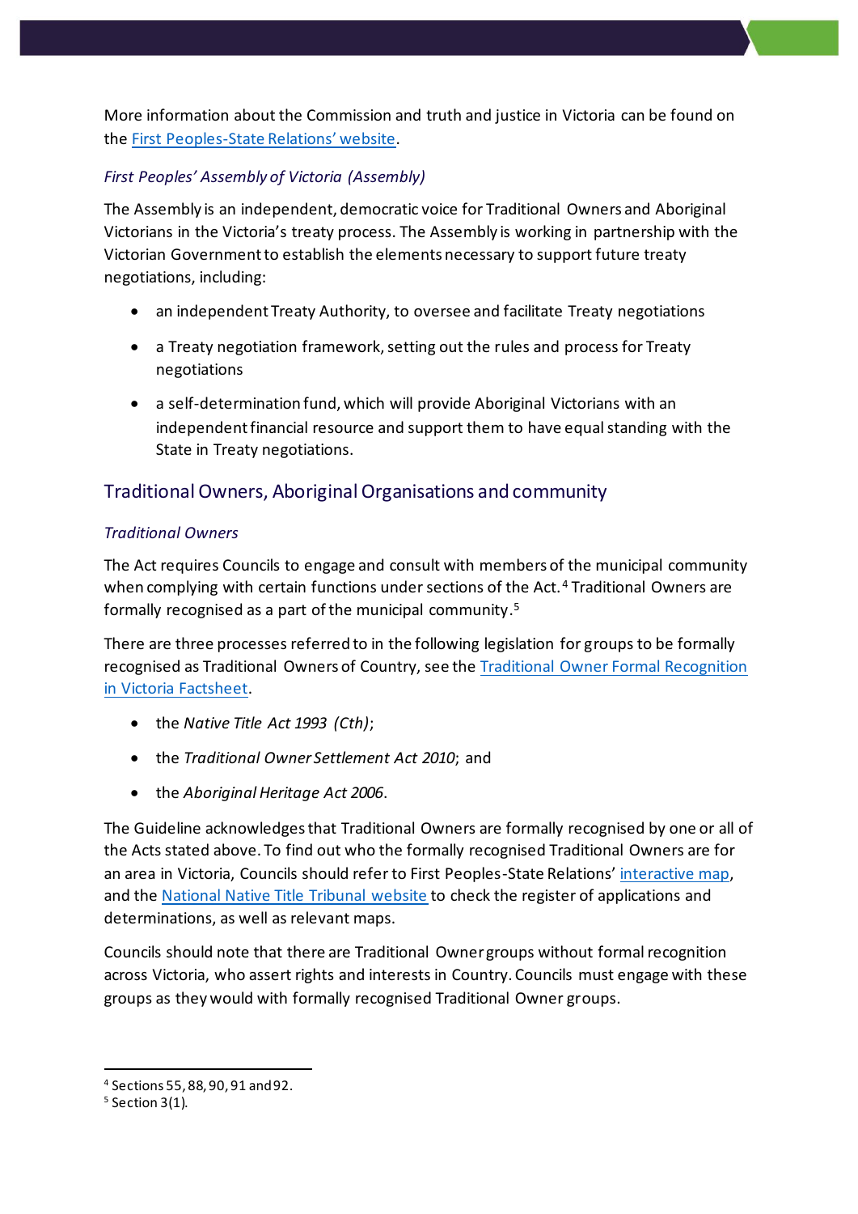More information about the Commission and truth and justice in Victoria can be found on the [First Peoples-State Relations' website](#).

### *First Peoples' Assembly of Victoria (Assembly)*

The Assembly is an independent, democratic voice for Traditional Owners and Aboriginal Victorians in the Victoria's treaty process. The Assembly is working in partnership with the Victorian Government to establish the elements necessary to support future treaty negotiations, including:

- an independent Treaty Authority, to oversee and facilitate Treaty negotiations
- a Treaty negotiation framework, setting out the rules and process for Treaty negotiations
- a self-determination fund, which will provide Aboriginal Victorians with an independent financial resource and support them to have equal standing with the State in Treaty negotiations.

## Traditional Owners, Aboriginal Organisations and community

### *Traditional Owners*

The Act requires Councils to engage and consult with members of the municipal community when complying with certain functions under sections of the Act.[4] Traditional Owners are formally recognised as a part of the municipal community.[5]

There are three processes referred to in the following legislation for groups to be formally recognised as Traditional Owners of Country, see the [Traditional Owner Formal Recognition in Victoria Factsheet](#).

- the *Native Title Act 1993 (Cth)*;
- the *Traditional Owner Settlement Act 2010*; and
- the *Aboriginal Heritage Act 2006*.

The Guideline acknowledges that Traditional Owners are formally recognised by one or all of the Acts stated above. To find out who the formally recognised Traditional Owners are for an area in Victoria, Councils should refer to First Peoples-State Relations' [interactive map](#), and the [National Native Title Tribunal website](#) to check the register of applications and determinations, as well as relevant maps.

Councils should note that there are Traditional Owner groups without formal recognition across Victoria, who assert rights and interests in Country. Councils must engage with these groups as they would with formally recognised Traditional Owner groups.

---

[4] Sections 55, 88, 90, 91 and 92.

[5] Section 3(1).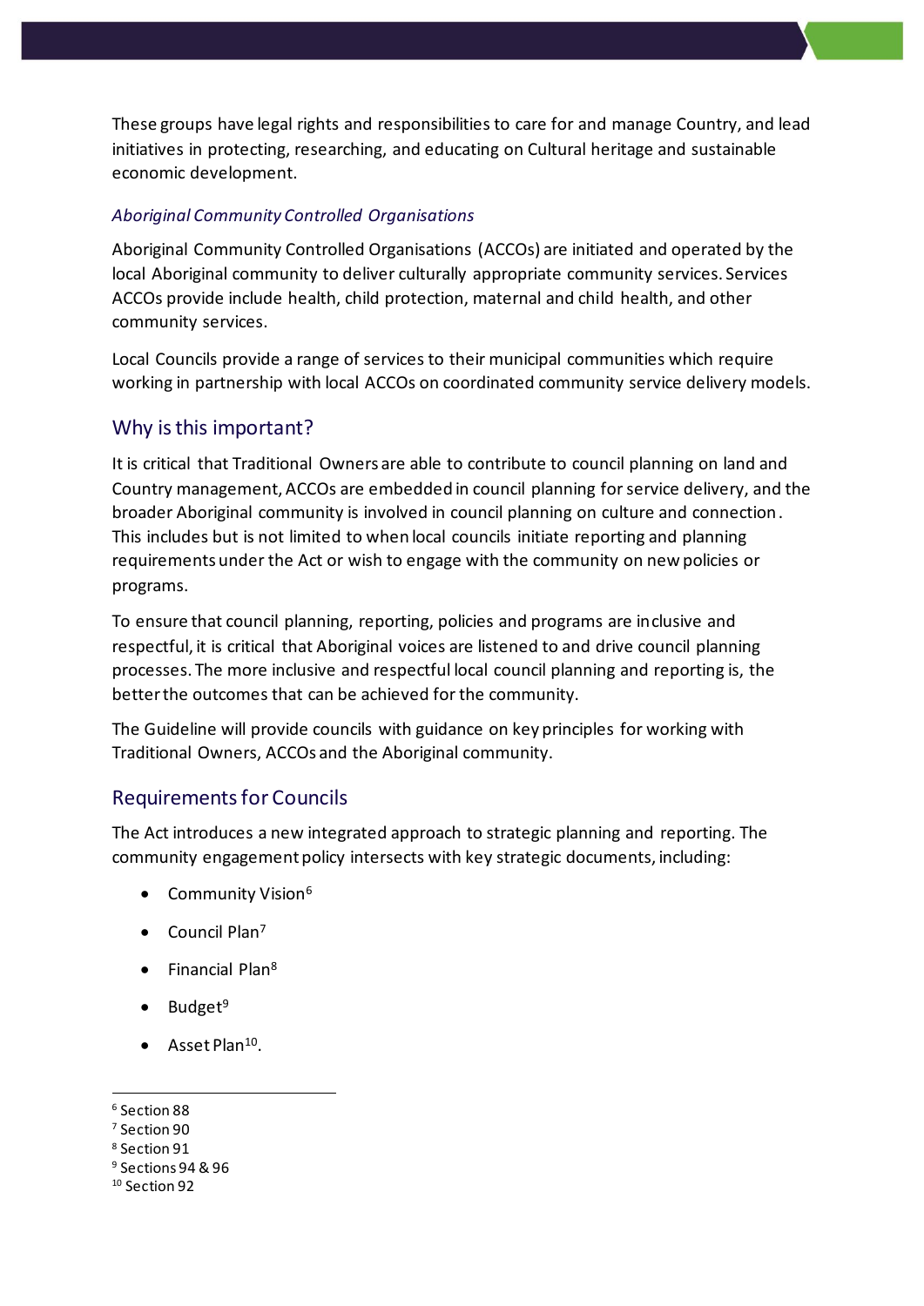These groups have legal rights and responsibilities to care for and manage Country, and lead initiatives in protecting, researching, and educating on Cultural heritage and sustainable economic development.

### *Aboriginal Community Controlled Organisations*

Aboriginal Community Controlled Organisations (ACCOs) are initiated and operated by the local Aboriginal community to deliver culturally appropriate community services. Services ACCOs provide include health, child protection, maternal and child health, and other community services.

Local Councils provide a range of services to their municipal communities which require working in partnership with local ACCOs on coordinated community service delivery models.

## Why is this important?

It is critical that Traditional Owners are able to contribute to council planning on land and Country management, ACCOs are embedded in council planning for service delivery, and the broader Aboriginal community is involved in council planning on culture and connection. This includes but is not limited to when local councils initiate reporting and planning requirements under the Act or wish to engage with the community on new policies or programs.

To ensure that council planning, reporting, policies and programs are inclusive and respectful, it is critical that Aboriginal voices are listened to and drive council planning processes. The more inclusive and respectful local council planning and reporting is, the better the outcomes that can be achieved for the community.

The Guideline will provide councils with guidance on key principles for working with Traditional Owners, ACCOs and the Aboriginal community.

## Requirements for Councils

The Act introduces a new integrated approach to strategic planning and reporting. The community engagement policy intersects with key strategic documents, including:

- Community Vision[6]
- Council Plan[7]
- Financial Plan[8]
- Budget[9]
- Asset Plan[10].

---

[6] Section 88
[7] Section 90
[8] Section 91
[9] Sections 94 & 96
[10] Section 92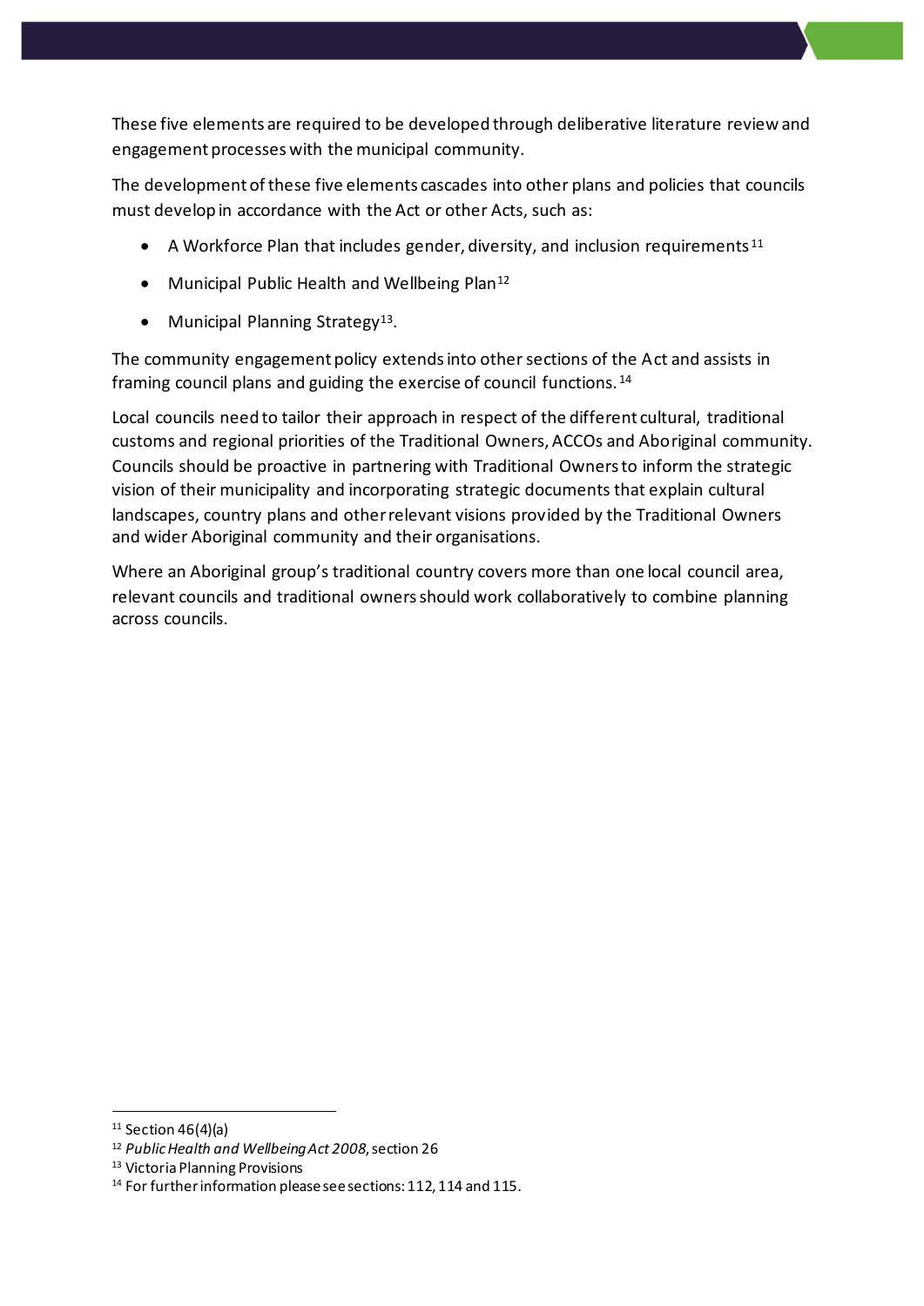These five elements are required to be developed through deliberative literature review and engagement processes with the municipal community.

The development of these five elements cascades into other plans and policies that councils must develop in accordance with the Act or other Acts, such as:

- A Workforce Plan that includes gender, diversity, and inclusion requirements[11]
- Municipal Public Health and Wellbeing Plan[12]
- Municipal Planning Strategy[13].

The community engagement policy extends into other sections of the Act and assists in framing council plans and guiding the exercise of council functions.[14]

Local councils need to tailor their approach in respect of the different cultural, traditional customs and regional priorities of the Traditional Owners, ACCOs and Aboriginal community. Councils should be proactive in partnering with Traditional Owners to inform the strategic vision of their municipality and incorporating strategic documents that explain cultural landscapes, country plans and other relevant visions provided by the Traditional Owners and wider Aboriginal community and their organisations.

Where an Aboriginal group's traditional country covers more than one local council area, relevant councils and traditional owners should work collaboratively to combine planning across councils.

---

[11] Section 46(4)(a)

[12] *Public Health and Wellbeing Act 2008*, section 26

[13] Victoria Planning Provisions

[14] For further information please see sections: 112, 114 and 115.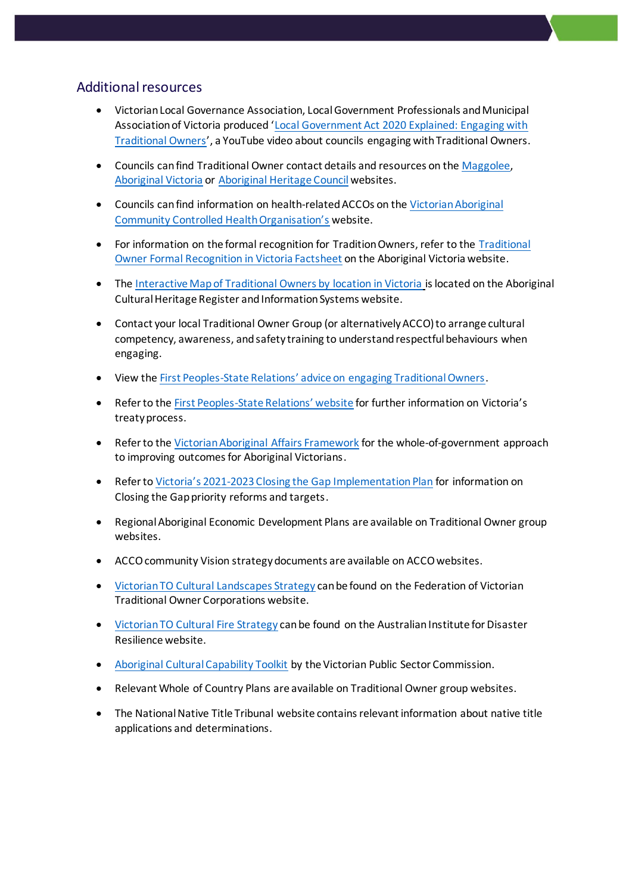## Additional resources

- Victorian Local Governance Association, Local Government Professionals and Municipal Association of Victoria produced 'Local Government Act 2020 Explained: Engaging with Traditional Owners', a YouTube video about councils engaging with Traditional Owners.
- Councils can find Traditional Owner contact details and resources on the Maggolee, Aboriginal Victoria or Aboriginal Heritage Council websites.
- Councils can find information on health-related ACCOs on the Victorian Aboriginal Community Controlled Health Organisation's website.
- For information on the formal recognition for Tradition Owners, refer to the Traditional Owner Formal Recognition in Victoria Factsheet on the Aboriginal Victoria website.
- The Interactive Map of Traditional Owners by location in Victoria is located on the Aboriginal Cultural Heritage Register and Information Systems website.
- Contact your local Traditional Owner Group (or alternatively ACCO) to arrange cultural competency, awareness, and safety training to understand respectful behaviours when engaging.
- View the First Peoples-State Relations' advice on engaging Traditional Owners.
- Refer to the First Peoples-State Relations' website for further information on Victoria's treaty process.
- Refer to the Victorian Aboriginal Affairs Framework for the whole-of-government approach to improving outcomes for Aboriginal Victorians.
- Refer to Victoria's 2021-2023 Closing the Gap Implementation Plan for information on Closing the Gap priority reforms and targets.
- Regional Aboriginal Economic Development Plans are available on Traditional Owner group websites.
- ACCO community Vision strategy documents are available on ACCO websites.
- Victorian TO Cultural Landscapes Strategy can be found on the Federation of Victorian Traditional Owner Corporations website.
- Victorian TO Cultural Fire Strategy can be found on the Australian Institute for Disaster Resilience website.
- Aboriginal Cultural Capability Toolkit by the Victorian Public Sector Commission.
- Relevant Whole of Country Plans are available on Traditional Owner group websites.
- The National Native Title Tribunal website contains relevant information about native title applications and determinations.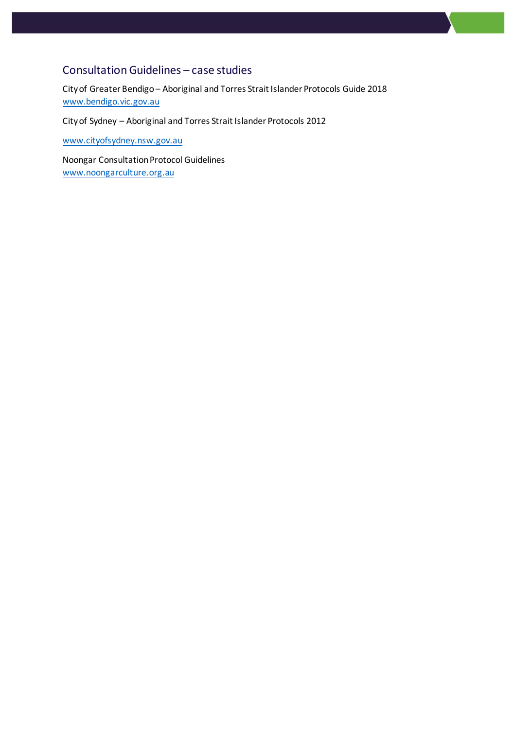## Consultation Guidelines – case studies

City of Greater Bendigo – Aboriginal and Torres Strait Islander Protocols Guide 2018
www.bendigo.vic.gov.au

City of Sydney – Aboriginal and Torres Strait Islander Protocols 2012

www.cityofsydney.nsw.gov.au

Noongar Consultation Protocol Guidelines
www.noongarculture.org.au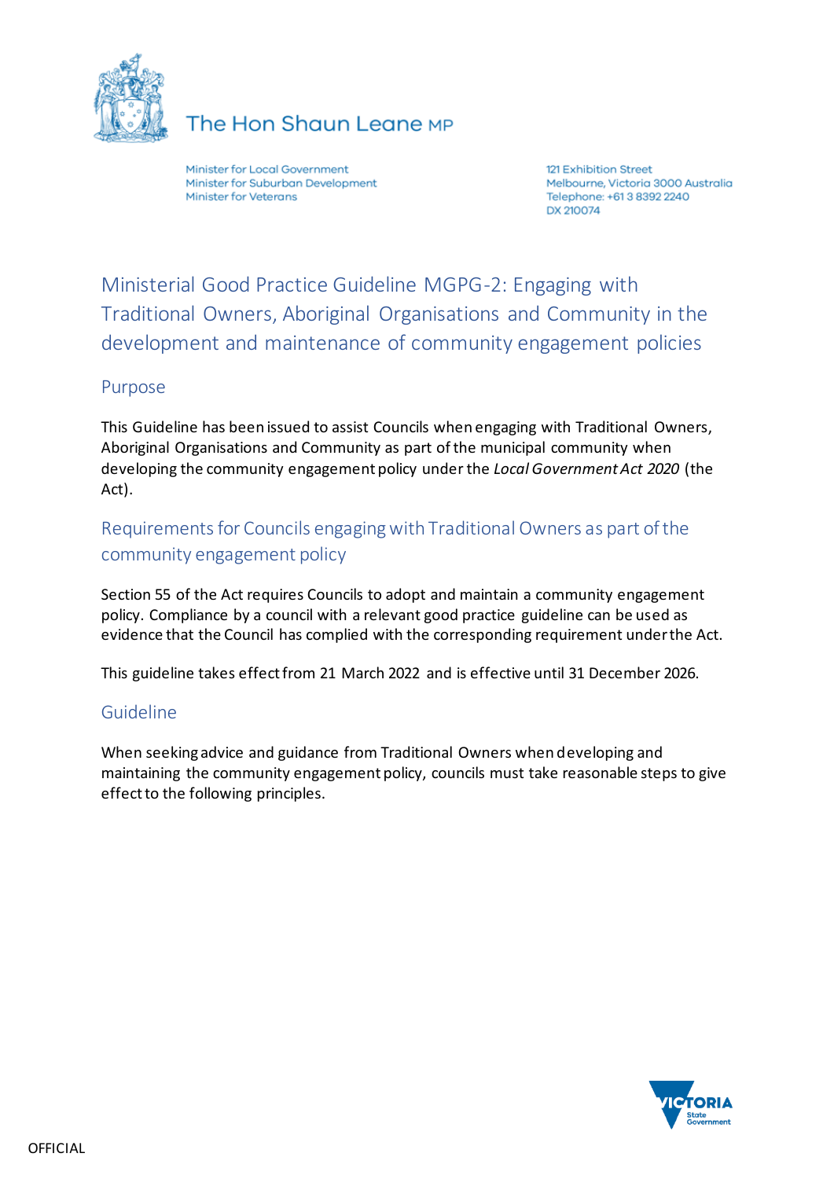The Hon Shaun Leane MP

Minister for Local Government
Minister for Suburban Development
Minister for Veterans

121 Exhibition Street
Melbourne, Victoria 3000 Australia
Telephone: +61 3 8392 2240
DX 210074

# Ministerial Good Practice Guideline MGPG-2: Engaging with Traditional Owners, Aboriginal Organisations and Community in the development and maintenance of community engagement policies

## Purpose

This Guideline has been issued to assist Councils when engaging with Traditional Owners, Aboriginal Organisations and Community as part of the municipal community when developing the community engagement policy under the *Local Government Act 2020* (the Act).

## Requirements for Councils engaging with Traditional Owners as part of the community engagement policy

Section 55 of the Act requires Councils to adopt and maintain a community engagement policy. Compliance by a council with a relevant good practice guideline can be used as evidence that the Council has complied with the corresponding requirement under the Act.

This guideline takes effect from 21 March 2022 and is effective until 31 December 2026.

## Guideline

When seeking advice and guidance from Traditional Owners when developing and maintaining the community engagement policy, councils must take reasonable steps to give effect to the following principles.

OFFICIAL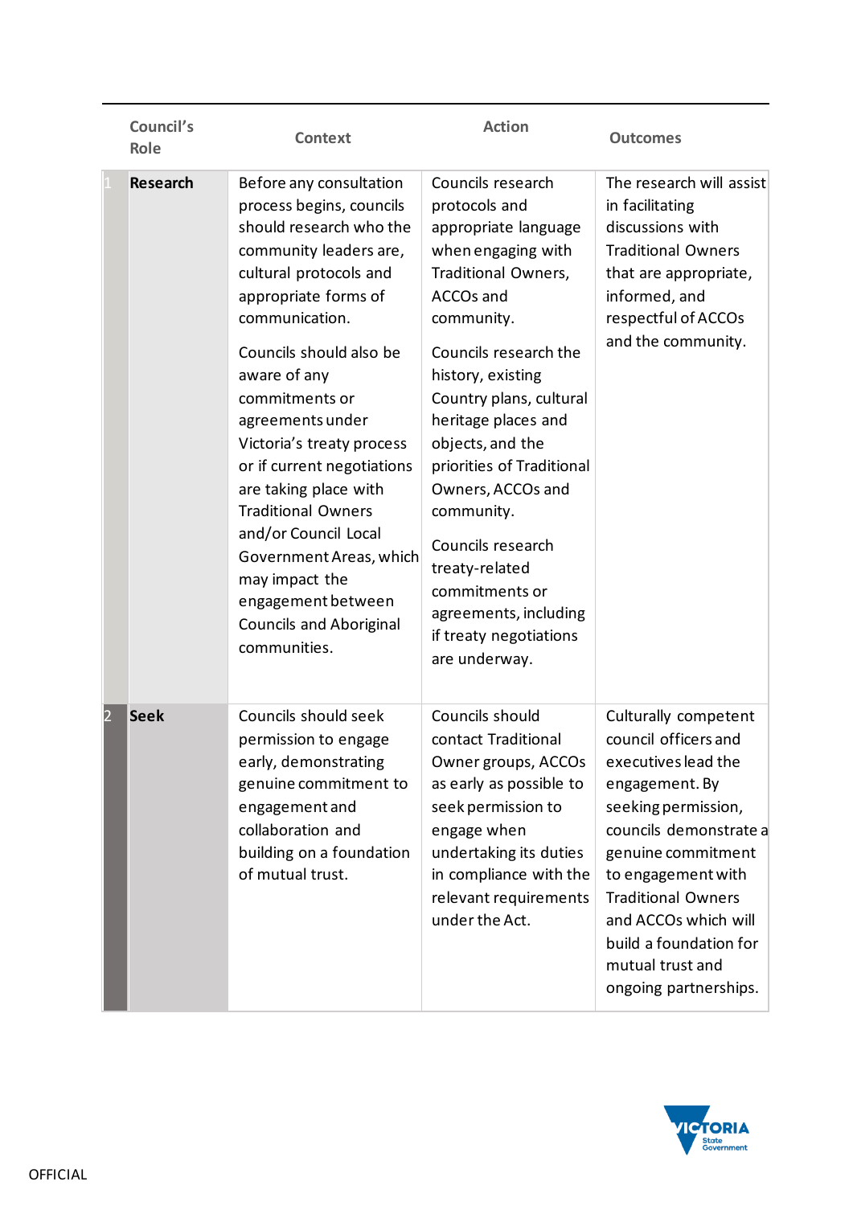| | Council's Role | Context | Action | Outcomes |
|---|---|---|---|---|
| 1 | **Research** | Before any consultation process begins, councils should research who the community leaders are, cultural protocols and appropriate forms of communication.<br><br>Councils should also be aware of any commitments or agreements under Victoria's treaty process or if current negotiations are taking place with Traditional Owners and/or Council Local Government Areas, which may impact the engagement between Councils and Aboriginal communities. | Councils research protocols and appropriate language when engaging with Traditional Owners, ACCOs and community.<br><br>Councils research the history, existing Country plans, cultural heritage places and objects, and the priorities of Traditional Owners, ACCOs and community.<br><br>Councils research treaty-related commitments or agreements, including if treaty negotiations are underway. | The research will assist in facilitating discussions with Traditional Owners that are appropriate, informed, and respectful of ACCOs and the community. |
| 2 | **Seek** | Councils should seek permission to engage early, demonstrating genuine commitment to engagement and collaboration and building on a foundation of mutual trust. | Councils should contact Traditional Owner groups, ACCOs as early as possible to seek permission to engage when undertaking its duties in compliance with the relevant requirements under the Act. | Culturally competent council officers and executives lead the engagement. By seeking permission, councils demonstrate a genuine commitment to engagement with Traditional Owners and ACCOs which will build a foundation for mutual trust and ongoing partnerships. |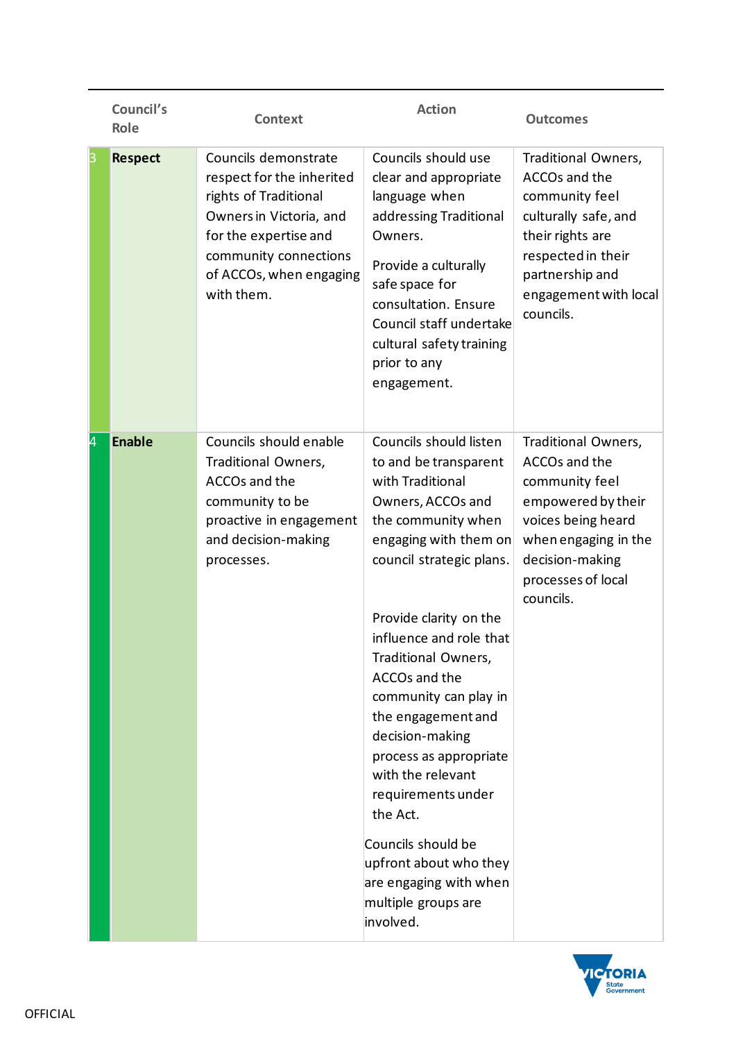| | Council's Role | Context | Action | Outcomes |
|---|---|---|---|---|
| 3 | **Respect** | Councils demonstrate respect for the inherited rights of Traditional Owners in Victoria, and for the expertise and community connections of ACCOs, when engaging with them. | Councils should use clear and appropriate language when addressing Traditional Owners.<br><br>Provide a culturally safe space for consultation. Ensure Council staff undertake cultural safety training prior to any engagement. | Traditional Owners, ACCOs and the community feel culturally safe, and their rights are respected in their partnership and engagement with local councils. |
| 4 | **Enable** | Councils should enable Traditional Owners, ACCOs and the community to be proactive in engagement and decision-making processes. | Councils should listen to and be transparent with Traditional Owners, ACCOs and the community when engaging with them on council strategic plans.<br><br>Provide clarity on the influence and role that Traditional Owners, ACCOs and the community can play in the engagement and decision-making process as appropriate with the relevant requirements under the Act.<br><br>Councils should be upfront about who they are engaging with when multiple groups are involved. | Traditional Owners, ACCOs and the community feel empowered by their voices being heard when engaging in the decision-making processes of local councils. |

OFFICIAL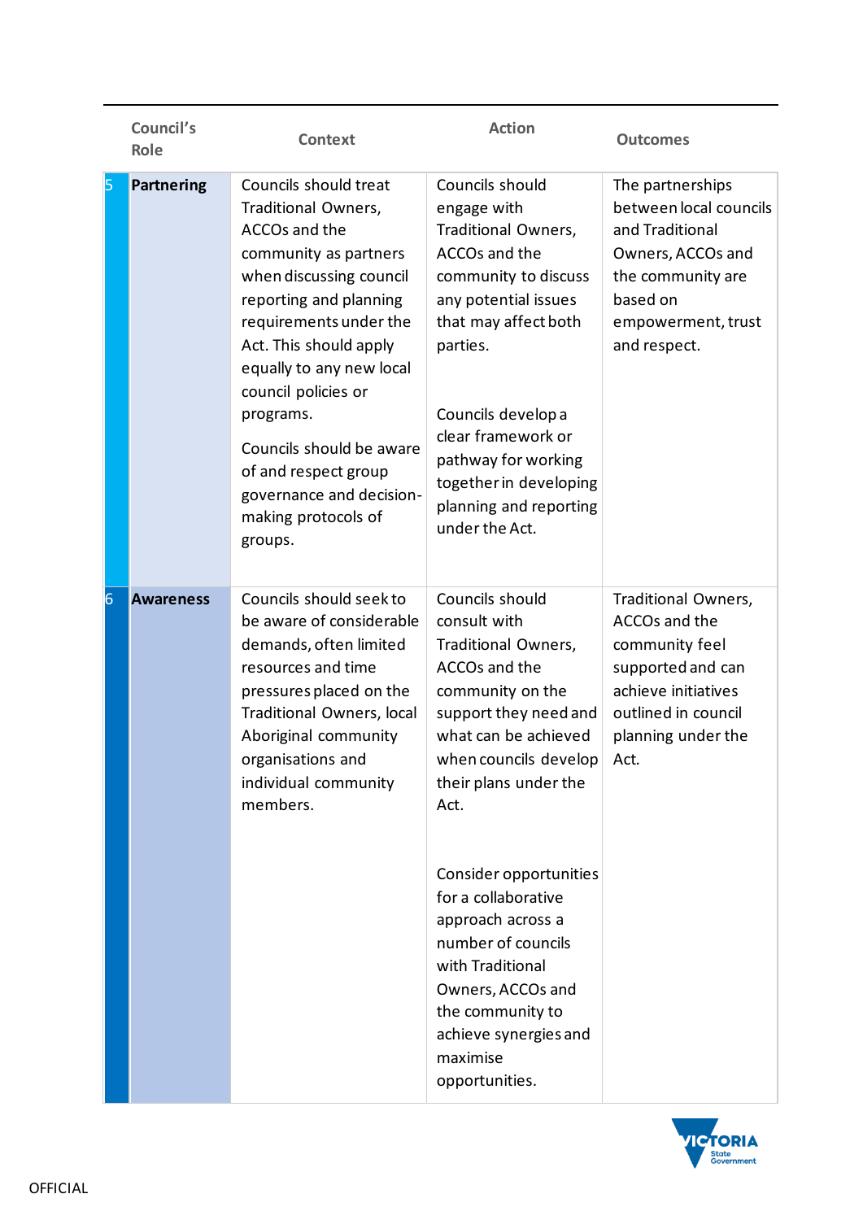| | Council's Role | Context | Action | Outcomes |
|---|---|---|---|---|
| 5 | **Partnering** | Councils should treat Traditional Owners, ACCOs and the community as partners when discussing council reporting and planning requirements under the Act. This should apply equally to any new local council policies or programs.<br><br>Councils should be aware of and respect group governance and decision-making protocols of groups. | Councils should engage with Traditional Owners, ACCOs and the community to discuss any potential issues that may affect both parties.<br><br>Councils develop a clear framework or pathway for working together in developing planning and reporting under the Act. | The partnerships between local councils and Traditional Owners, ACCOs and the community are based on empowerment, trust and respect. |
| 6 | **Awareness** | Councils should seek to be aware of considerable demands, often limited resources and time pressures placed on the Traditional Owners, local Aboriginal community organisations and individual community members. | Councils should consult with Traditional Owners, ACCOs and the community on the support they need and what can be achieved when councils develop their plans under the Act.<br><br>Consider opportunities for a collaborative approach across a number of councils with Traditional Owners, ACCOs and the community to achieve synergies and maximise opportunities. | Traditional Owners, ACCOs and the community feel supported and can achieve initiatives outlined in council planning under the Act. |

OFFICIAL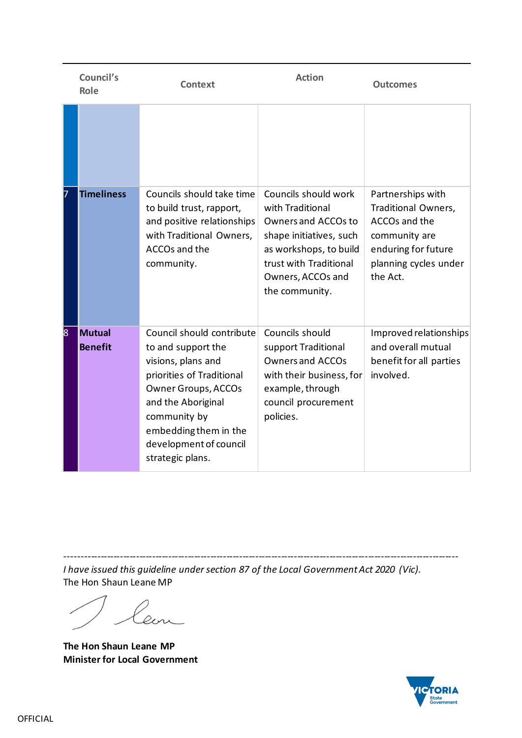| | Council's Role | Context | Action | Outcomes |
|---|---|---|---|---|
| | | | | |
| 7 | **Timeliness** | Councils should take time to build trust, rapport, and positive relationships with Traditional Owners, ACCOs and the community. | Councils should work with Traditional Owners and ACCOs to shape initiatives, such as workshops, to build trust with Traditional Owners, ACCOs and the community. | Partnerships with Traditional Owners, ACCOs and the community are enduring for future planning cycles under the Act. |
| 8 | **Mutual Benefit** | Council should contribute to and support the visions, plans and priorities of Traditional Owner Groups, ACCOs and the Aboriginal community by embedding them in the development of council strategic plans. | Councils should support Traditional Owners and ACCOs with their business, for example, through council procurement policies. | Improved relationships and overall mutual benefit for all parties involved. |

---

*I have issued this guideline under section 87 of the Local Government Act 2020 (Vic).*
The Hon Shaun Leane MP

**The Hon Shaun Leane MP**
**Minister for Local Government**

OFFICIAL